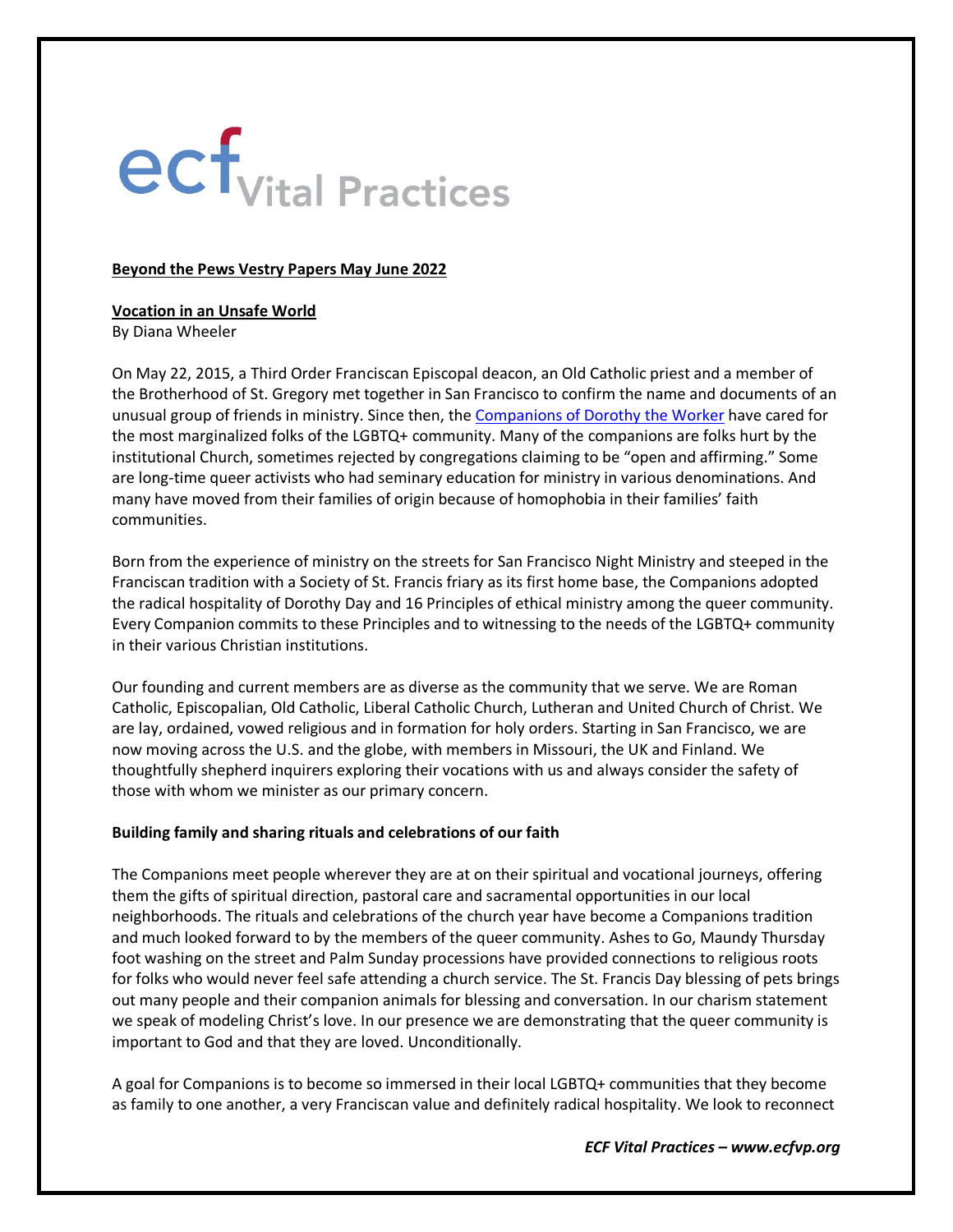ecf Vital Practices

**Beyond the Pews Vestry Papers May June 2022**

## Vocation in an Unsafe World

By Diana Wheeler

On May 22, 2015, a Third Order Franciscan Episcopal deacon, an Old Catholic priest and a member of the Brotherhood of St. Gregory met together in San Francisco to confirm the name and documents of an unusual group of friends in ministry. Since then, the Companions of Dorothy the Worker have cared for the most marginalized folks of the LGBTQ+ community. Many of the companions are folks hurt by the institutional Church, sometimes rejected by congregations claiming to be "open and affirming." Some are long-time queer activists who had seminary education for ministry in various denominations. And many have moved from their families of origin because of homophobia in their families' faith communities.

Born from the experience of ministry on the streets for San Francisco Night Ministry and steeped in the Franciscan tradition with a Society of St. Francis friary as its first home base, the Companions adopted the radical hospitality of Dorothy Day and 16 Principles of ethical ministry among the queer community. Every Companion commits to these Principles and to witnessing to the needs of the LGBTQ+ community in their various Christian institutions.

Our founding and current members are as diverse as the community that we serve. We are Roman Catholic, Episcopalian, Old Catholic, Liberal Catholic Church, Lutheran and United Church of Christ. We are lay, ordained, vowed religious and in formation for holy orders. Starting in San Francisco, we are now moving across the U.S. and the globe, with members in Missouri, the UK and Finland. We thoughtfully shepherd inquirers exploring their vocations with us and always consider the safety of those with whom we minister as our primary concern.

### Building family and sharing rituals and celebrations of our faith

The Companions meet people wherever they are at on their spiritual and vocational journeys, offering them the gifts of spiritual direction, pastoral care and sacramental opportunities in our local neighborhoods. The rituals and celebrations of the church year have become a Companions tradition and much looked forward to by the members of the queer community. Ashes to Go, Maundy Thursday foot washing on the street and Palm Sunday processions have provided connections to religious roots for folks who would never feel safe attending a church service. The St. Francis Day blessing of pets brings out many people and their companion animals for blessing and conversation. In our charism statement we speak of modeling Christ's love. In our presence we are demonstrating that the queer community is important to God and that they are loved. Unconditionally.

A goal for Companions is to become so immersed in their local LGBTQ+ communities that they become as family to one another, a very Franciscan value and definitely radical hospitality. We look to reconnect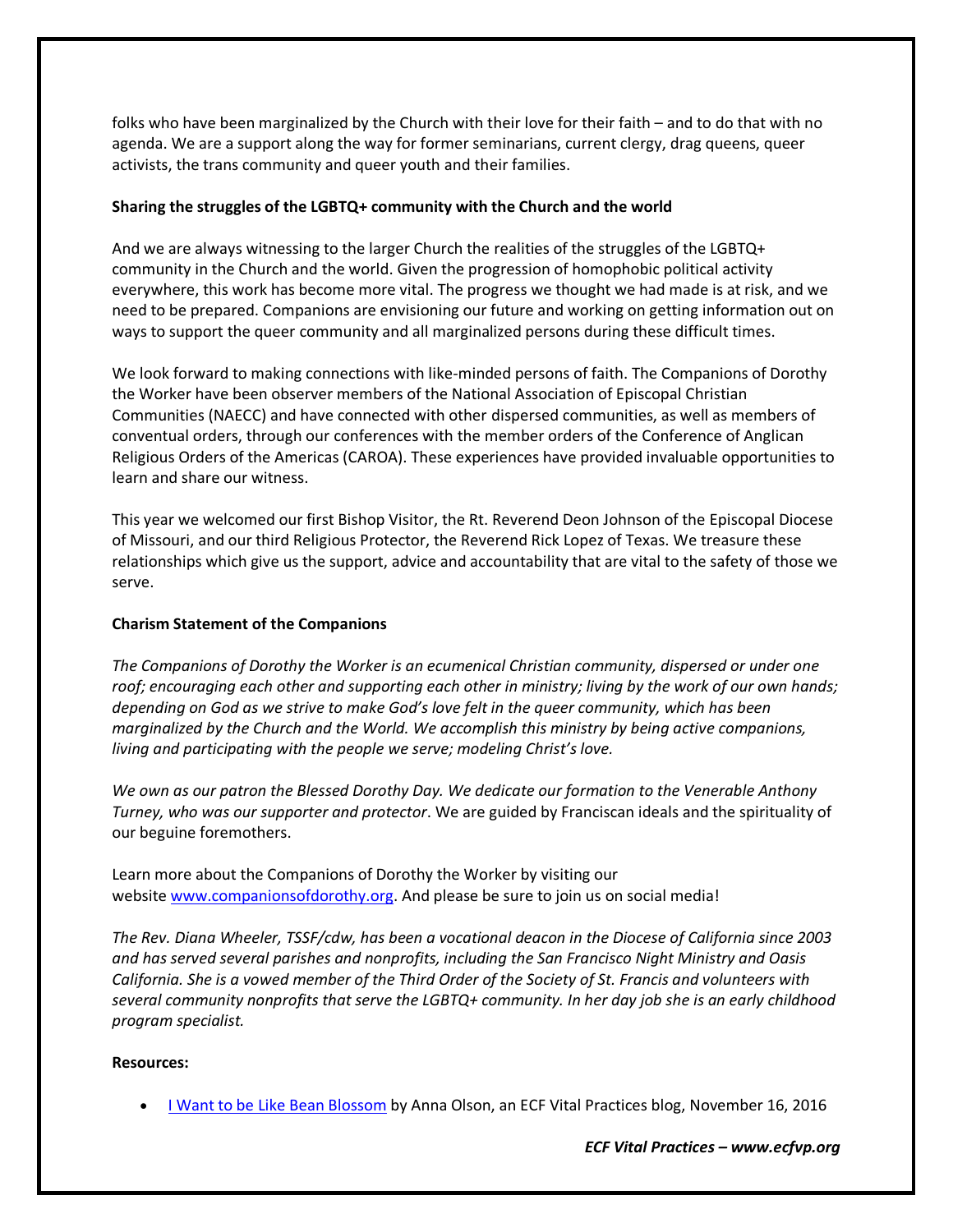folks who have been marginalized by the Church with their love for their faith – and to do that with no agenda. We are a support along the way for former seminarians, current clergy, drag queens, queer activists, the trans community and queer youth and their families.

**Sharing the struggles of the LGBTQ+ community with the Church and the world**

And we are always witnessing to the larger Church the realities of the struggles of the LGBTQ+ community in the Church and the world. Given the progression of homophobic political activity everywhere, this work has become more vital. The progress we thought we had made is at risk, and we need to be prepared. Companions are envisioning our future and working on getting information out on ways to support the queer community and all marginalized persons during these difficult times.

We look forward to making connections with like-minded persons of faith. The Companions of Dorothy the Worker have been observer members of the National Association of Episcopal Christian Communities (NAECC) and have connected with other dispersed communities, as well as members of conventual orders, through our conferences with the member orders of the Conference of Anglican Religious Orders of the Americas (CAROA). These experiences have provided invaluable opportunities to learn and share our witness.

This year we welcomed our first Bishop Visitor, the Rt. Reverend Deon Johnson of the Episcopal Diocese of Missouri, and our third Religious Protector, the Reverend Rick Lopez of Texas. We treasure these relationships which give us the support, advice and accountability that are vital to the safety of those we serve.

**Charism Statement of the Companions**

*The Companions of Dorothy the Worker is an ecumenical Christian community, dispersed or under one roof; encouraging each other and supporting each other in ministry; living by the work of our own hands; depending on God as we strive to make God's love felt in the queer community, which has been marginalized by the Church and the World. We accomplish this ministry by being active companions, living and participating with the people we serve; modeling Christ's love.*

*We own as our patron the Blessed Dorothy Day. We dedicate our formation to the Venerable Anthony Turney, who was our supporter and protector*. We are guided by Franciscan ideals and the spirituality of our beguine foremothers.

Learn more about the Companions of Dorothy the Worker by visiting our website [www.companionsofdorothy.org](www.companionsofdorothy.org). And please be sure to join us on social media!

*The Rev. Diana Wheeler, TSSF/cdw, has been a vocational deacon in the Diocese of California since 2003 and has served several parishes and nonprofits, including the San Francisco Night Ministry and Oasis California. She is a vowed member of the Third Order of the Society of St. Francis and volunteers with several community nonprofits that serve the LGBTQ+ community. In her day job she is an early childhood program specialist.*

**Resources:**

- I Want to be Like Bean Blossom by Anna Olson, an ECF Vital Practices blog, November 16, 2016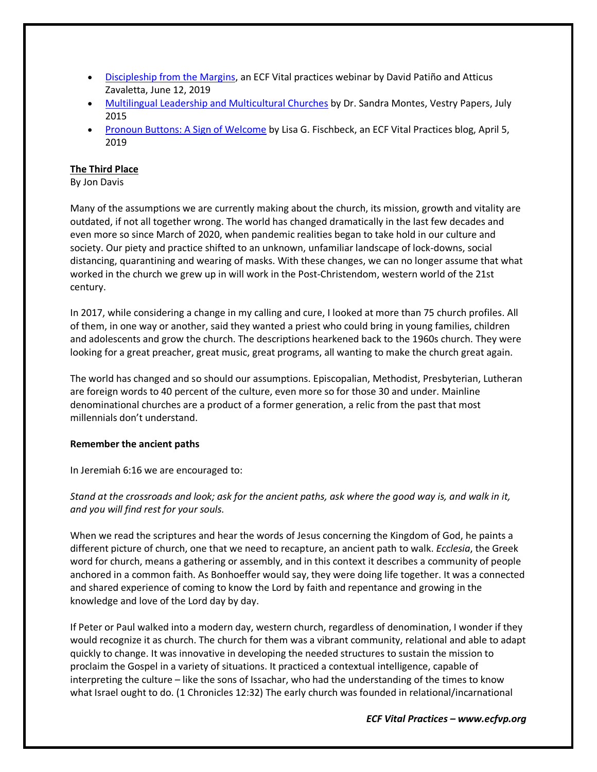- [Discipleship from the Margins](), an ECF Vital practices webinar by David Patiño and Atticus Zavaletta, June 12, 2019
- [Multilingual Leadership and Multicultural Churches]() by Dr. Sandra Montes, Vestry Papers, July 2015
- [Pronoun Buttons: A Sign of Welcome]() by Lisa G. Fischbeck, an ECF Vital Practices blog, April 5, 2019

## The Third Place

By Jon Davis

Many of the assumptions we are currently making about the church, its mission, growth and vitality are outdated, if not all together wrong. The world has changed dramatically in the last few decades and even more so since March of 2020, when pandemic realities began to take hold in our culture and society. Our piety and practice shifted to an unknown, unfamiliar landscape of lock-downs, social distancing, quarantining and wearing of masks. With these changes, we can no longer assume that what worked in the church we grew up in will work in the Post-Christendom, western world of the 21st century.

In 2017, while considering a change in my calling and cure, I looked at more than 75 church profiles. All of them, in one way or another, said they wanted a priest who could bring in young families, children and adolescents and grow the church. The descriptions hearkened back to the 1960s church. They were looking for a great preacher, great music, great programs, all wanting to make the church great again.

The world has changed and so should our assumptions. Episcopalian, Methodist, Presbyterian, Lutheran are foreign words to 40 percent of the culture, even more so for those 30 and under. Mainline denominational churches are a product of a former generation, a relic from the past that most millennials don't understand.

### Remember the ancient paths

In Jeremiah 6:16 we are encouraged to:

*Stand at the crossroads and look; ask for the ancient paths, ask where the good way is, and walk in it, and you will find rest for your souls.*

When we read the scriptures and hear the words of Jesus concerning the Kingdom of God, he paints a different picture of church, one that we need to recapture, an ancient path to walk. *Ecclesia*, the Greek word for church, means a gathering or assembly, and in this context it describes a community of people anchored in a common faith. As Bonhoeffer would say, they were doing life together. It was a connected and shared experience of coming to know the Lord by faith and repentance and growing in the knowledge and love of the Lord day by day.

If Peter or Paul walked into a modern day, western church, regardless of denomination, I wonder if they would recognize it as church. The church for them was a vibrant community, relational and able to adapt quickly to change. It was innovative in developing the needed structures to sustain the mission to proclaim the Gospel in a variety of situations. It practiced a contextual intelligence, capable of interpreting the culture – like the sons of Issachar, who had the understanding of the times to know what Israel ought to do. (1 Chronicles 12:32) The early church was founded in relational/incarnational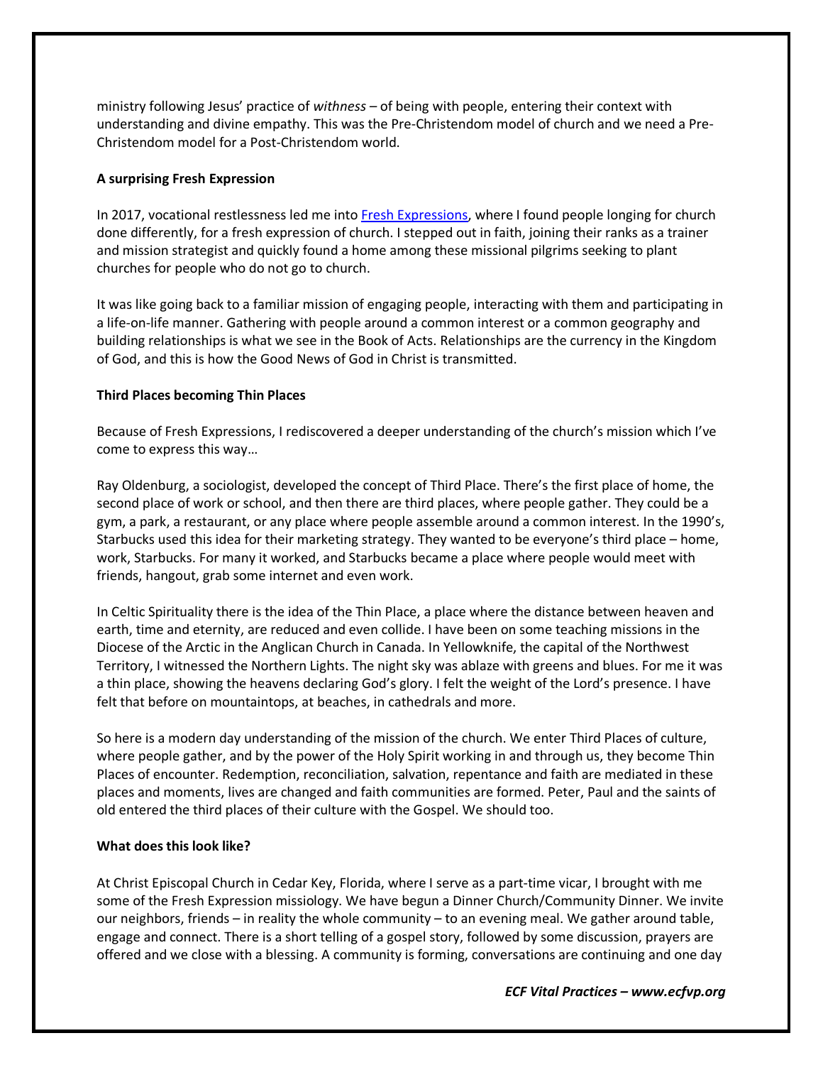ministry following Jesus' practice of *withness* – of being with people, entering their context with understanding and divine empathy. This was the Pre-Christendom model of church and we need a Pre-Christendom model for a Post-Christendom world.

**A surprising Fresh Expression**

In 2017, vocational restlessness led me into [Fresh Expressions](), where I found people longing for church done differently, for a fresh expression of church. I stepped out in faith, joining their ranks as a trainer and mission strategist and quickly found a home among these missional pilgrims seeking to plant churches for people who do not go to church.

It was like going back to a familiar mission of engaging people, interacting with them and participating in a life-on-life manner. Gathering with people around a common interest or a common geography and building relationships is what we see in the Book of Acts. Relationships are the currency in the Kingdom of God, and this is how the Good News of God in Christ is transmitted.

**Third Places becoming Thin Places**

Because of Fresh Expressions, I rediscovered a deeper understanding of the church's mission which I've come to express this way…

Ray Oldenburg, a sociologist, developed the concept of Third Place. There's the first place of home, the second place of work or school, and then there are third places, where people gather. They could be a gym, a park, a restaurant, or any place where people assemble around a common interest. In the 1990's, Starbucks used this idea for their marketing strategy. They wanted to be everyone's third place – home, work, Starbucks. For many it worked, and Starbucks became a place where people would meet with friends, hangout, grab some internet and even work.

In Celtic Spirituality there is the idea of the Thin Place, a place where the distance between heaven and earth, time and eternity, are reduced and even collide. I have been on some teaching missions in the Diocese of the Arctic in the Anglican Church in Canada. In Yellowknife, the capital of the Northwest Territory, I witnessed the Northern Lights. The night sky was ablaze with greens and blues. For me it was a thin place, showing the heavens declaring God's glory. I felt the weight of the Lord's presence. I have felt that before on mountaintops, at beaches, in cathedrals and more.

So here is a modern day understanding of the mission of the church. We enter Third Places of culture, where people gather, and by the power of the Holy Spirit working in and through us, they become Thin Places of encounter. Redemption, reconciliation, salvation, repentance and faith are mediated in these places and moments, lives are changed and faith communities are formed. Peter, Paul and the saints of old entered the third places of their culture with the Gospel. We should too.

**What does this look like?**

At Christ Episcopal Church in Cedar Key, Florida, where I serve as a part-time vicar, I brought with me some of the Fresh Expression missiology. We have begun a Dinner Church/Community Dinner. We invite our neighbors, friends – in reality the whole community – to an evening meal. We gather around table, engage and connect. There is a short telling of a gospel story, followed by some discussion, prayers are offered and we close with a blessing. A community is forming, conversations are continuing and one day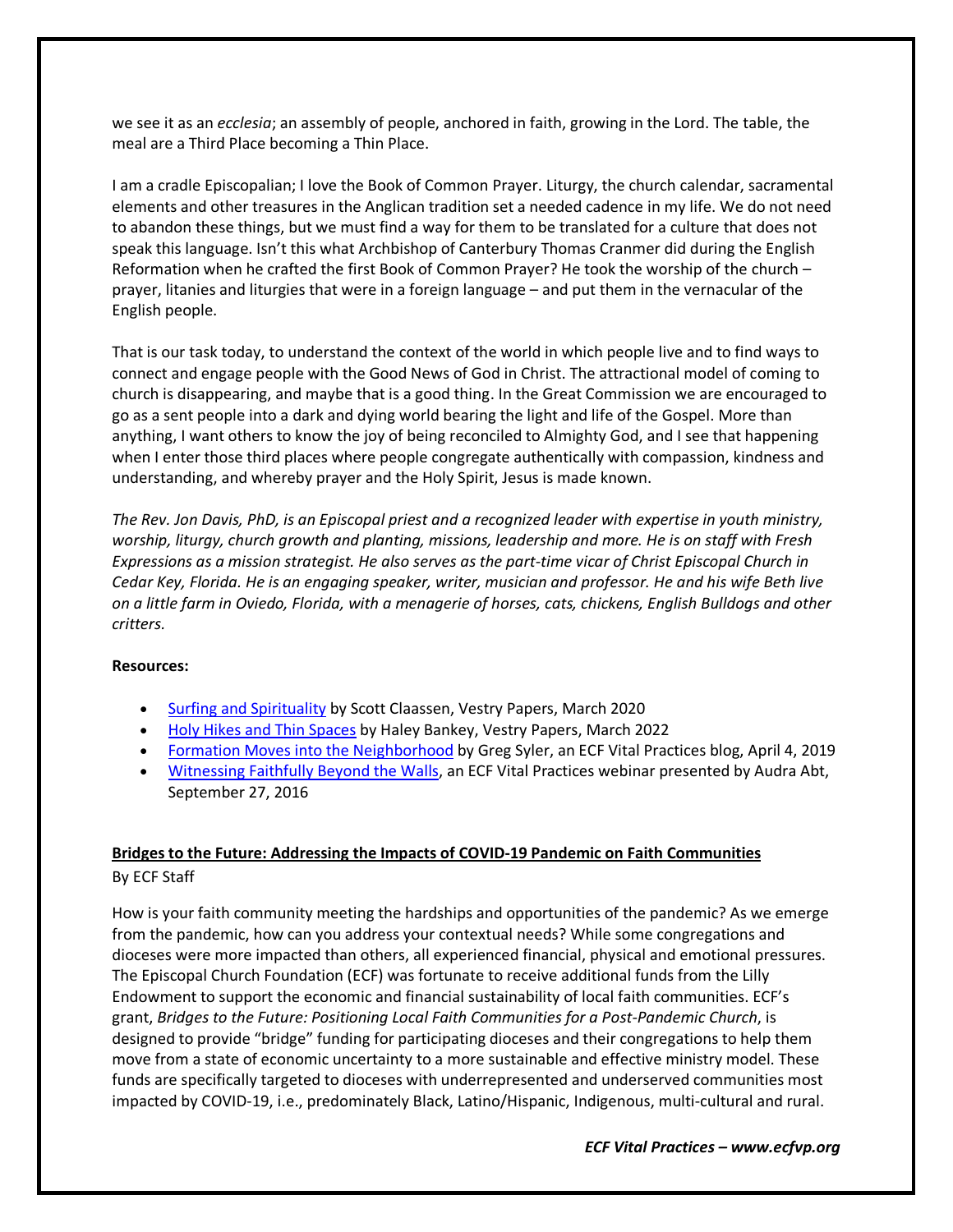we see it as an *ecclesia*; an assembly of people, anchored in faith, growing in the Lord. The table, the meal are a Third Place becoming a Thin Place.

I am a cradle Episcopalian; I love the Book of Common Prayer. Liturgy, the church calendar, sacramental elements and other treasures in the Anglican tradition set a needed cadence in my life. We do not need to abandon these things, but we must find a way for them to be translated for a culture that does not speak this language. Isn't this what Archbishop of Canterbury Thomas Cranmer did during the English Reformation when he crafted the first Book of Common Prayer? He took the worship of the church – prayer, litanies and liturgies that were in a foreign language – and put them in the vernacular of the English people.

That is our task today, to understand the context of the world in which people live and to find ways to connect and engage people with the Good News of God in Christ. The attractional model of coming to church is disappearing, and maybe that is a good thing. In the Great Commission we are encouraged to go as a sent people into a dark and dying world bearing the light and life of the Gospel. More than anything, I want others to know the joy of being reconciled to Almighty God, and I see that happening when I enter those third places where people congregate authentically with compassion, kindness and understanding, and whereby prayer and the Holy Spirit, Jesus is made known.

*The Rev. Jon Davis, PhD, is an Episcopal priest and a recognized leader with expertise in youth ministry, worship, liturgy, church growth and planting, missions, leadership and more. He is on staff with Fresh Expressions as a mission strategist. He also serves as the part-time vicar of Christ Episcopal Church in Cedar Key, Florida. He is an engaging speaker, writer, musician and professor. He and his wife Beth live on a little farm in Oviedo, Florida, with a menagerie of horses, cats, chickens, English Bulldogs and other critters.*

**Resources:**

- Surfing and Spirituality by Scott Claassen, Vestry Papers, March 2020
- Holy Hikes and Thin Spaces by Haley Bankey, Vestry Papers, March 2022
- Formation Moves into the Neighborhood by Greg Syler, an ECF Vital Practices blog, April 4, 2019
- Witnessing Faithfully Beyond the Walls, an ECF Vital Practices webinar presented by Audra Abt, September 27, 2016

## Bridges to the Future: Addressing the Impacts of COVID-19 Pandemic on Faith Communities

By ECF Staff

How is your faith community meeting the hardships and opportunities of the pandemic? As we emerge from the pandemic, how can you address your contextual needs? While some congregations and dioceses were more impacted than others, all experienced financial, physical and emotional pressures. The Episcopal Church Foundation (ECF) was fortunate to receive additional funds from the Lilly Endowment to support the economic and financial sustainability of local faith communities. ECF's grant, *Bridges to the Future: Positioning Local Faith Communities for a Post-Pandemic Church*, is designed to provide "bridge" funding for participating dioceses and their congregations to help them move from a state of economic uncertainty to a more sustainable and effective ministry model. These funds are specifically targeted to dioceses with underrepresented and underserved communities most impacted by COVID-19, i.e., predominately Black, Latino/Hispanic, Indigenous, multi-cultural and rural.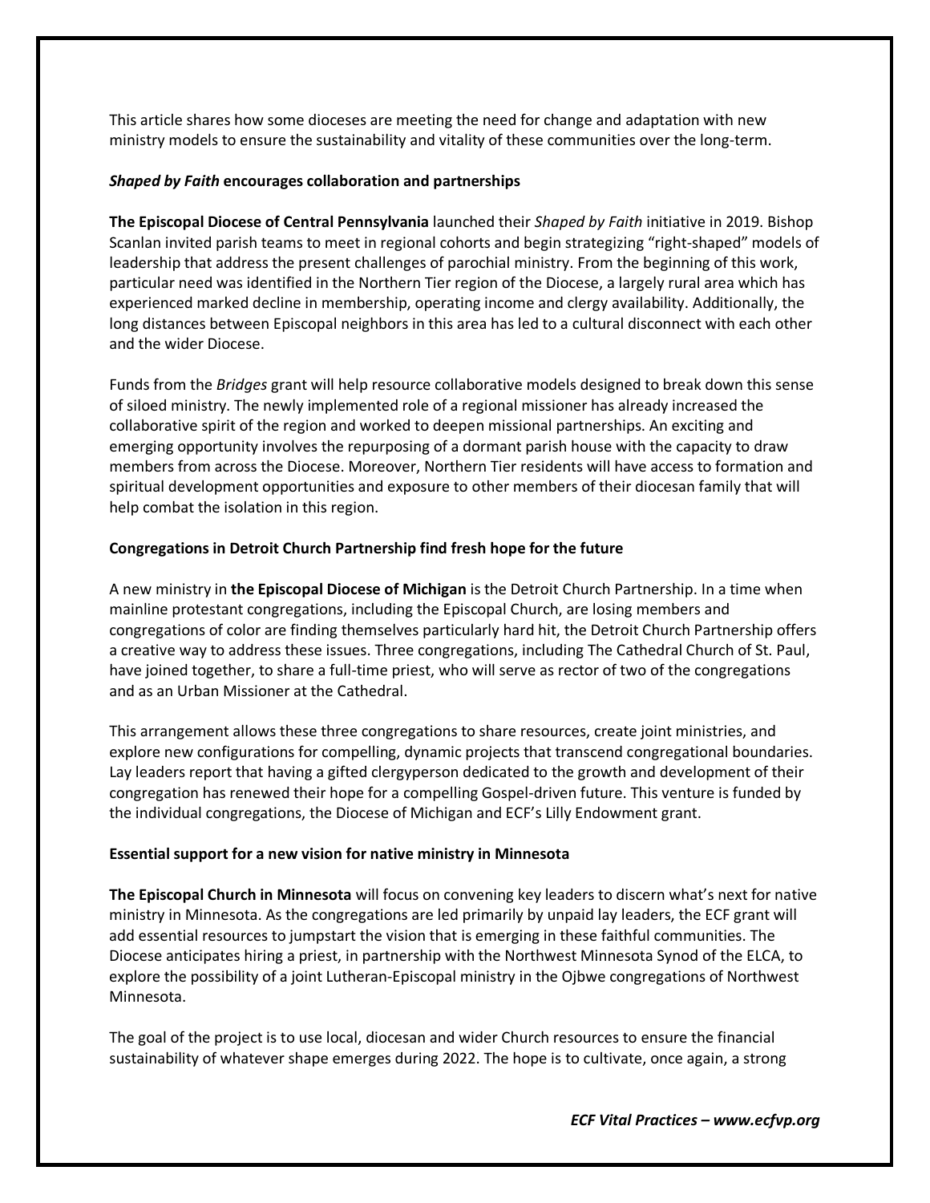This article shares how some dioceses are meeting the need for change and adaptation with new ministry models to ensure the sustainability and vitality of these communities over the long-term.

***Shaped by Faith* encourages collaboration and partnerships**

**The Episcopal Diocese of Central Pennsylvania** launched their *Shaped by Faith* initiative in 2019. Bishop Scanlan invited parish teams to meet in regional cohorts and begin strategizing "right-shaped" models of leadership that address the present challenges of parochial ministry. From the beginning of this work, particular need was identified in the Northern Tier region of the Diocese, a largely rural area which has experienced marked decline in membership, operating income and clergy availability. Additionally, the long distances between Episcopal neighbors in this area has led to a cultural disconnect with each other and the wider Diocese.

Funds from the *Bridges* grant will help resource collaborative models designed to break down this sense of siloed ministry. The newly implemented role of a regional missioner has already increased the collaborative spirit of the region and worked to deepen missional partnerships. An exciting and emerging opportunity involves the repurposing of a dormant parish house with the capacity to draw members from across the Diocese. Moreover, Northern Tier residents will have access to formation and spiritual development opportunities and exposure to other members of their diocesan family that will help combat the isolation in this region.

**Congregations in Detroit Church Partnership find fresh hope for the future**

A new ministry in **the Episcopal Diocese of Michigan** is the Detroit Church Partnership. In a time when mainline protestant congregations, including the Episcopal Church, are losing members and congregations of color are finding themselves particularly hard hit, the Detroit Church Partnership offers a creative way to address these issues. Three congregations, including The Cathedral Church of St. Paul, have joined together, to share a full-time priest, who will serve as rector of two of the congregations and as an Urban Missioner at the Cathedral.

This arrangement allows these three congregations to share resources, create joint ministries, and explore new configurations for compelling, dynamic projects that transcend congregational boundaries. Lay leaders report that having a gifted clergyperson dedicated to the growth and development of their congregation has renewed their hope for a compelling Gospel-driven future. This venture is funded by the individual congregations, the Diocese of Michigan and ECF's Lilly Endowment grant.

**Essential support for a new vision for native ministry in Minnesota**

**The Episcopal Church in Minnesota** will focus on convening key leaders to discern what's next for native ministry in Minnesota. As the congregations are led primarily by unpaid lay leaders, the ECF grant will add essential resources to jumpstart the vision that is emerging in these faithful communities. The Diocese anticipates hiring a priest, in partnership with the Northwest Minnesota Synod of the ELCA, to explore the possibility of a joint Lutheran-Episcopal ministry in the Ojbwe congregations of Northwest Minnesota.

The goal of the project is to use local, diocesan and wider Church resources to ensure the financial sustainability of whatever shape emerges during 2022. The hope is to cultivate, once again, a strong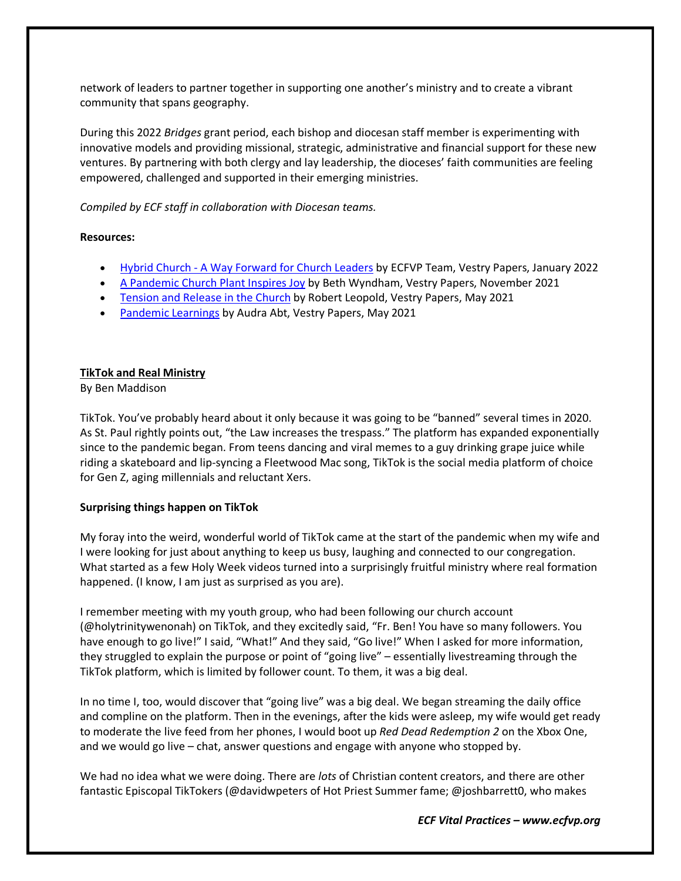network of leaders to partner together in supporting one another's ministry and to create a vibrant community that spans geography.

During this 2022 *Bridges* grant period, each bishop and diocesan staff member is experimenting with innovative models and providing missional, strategic, administrative and financial support for these new ventures. By partnering with both clergy and lay leadership, the dioceses' faith communities are feeling empowered, challenged and supported in their emerging ministries.

*Compiled by ECF staff in collaboration with Diocesan teams.*

**Resources:**

- Hybrid Church - A Way Forward for Church Leaders by ECFVP Team, Vestry Papers, January 2022
- A Pandemic Church Plant Inspires Joy by Beth Wyndham, Vestry Papers, November 2021
- Tension and Release in the Church by Robert Leopold, Vestry Papers, May 2021
- Pandemic Learnings by Audra Abt, Vestry Papers, May 2021

## TikTok and Real Ministry

By Ben Maddison

TikTok. You've probably heard about it only because it was going to be "banned" several times in 2020. As St. Paul rightly points out, "the Law increases the trespass." The platform has expanded exponentially since to the pandemic began. From teens dancing and viral memes to a guy drinking grape juice while riding a skateboard and lip-syncing a Fleetwood Mac song, TikTok is the social media platform of choice for Gen Z, aging millennials and reluctant Xers.

### Surprising things happen on TikTok

My foray into the weird, wonderful world of TikTok came at the start of the pandemic when my wife and I were looking for just about anything to keep us busy, laughing and connected to our congregation. What started as a few Holy Week videos turned into a surprisingly fruitful ministry where real formation happened. (I know, I am just as surprised as you are).

I remember meeting with my youth group, who had been following our church account (@holytrinitywenonah) on TikTok, and they excitedly said, "Fr. Ben! You have so many followers. You have enough to go live!" I said, "What!" And they said, "Go live!" When I asked for more information, they struggled to explain the purpose or point of "going live" – essentially livestreaming through the TikTok platform, which is limited by follower count. To them, it was a big deal.

In no time I, too, would discover that "going live" was a big deal. We began streaming the daily office and compline on the platform. Then in the evenings, after the kids were asleep, my wife would get ready to moderate the live feed from her phones, I would boot up *Red Dead Redemption 2* on the Xbox One, and we would go live – chat, answer questions and engage with anyone who stopped by.

We had no idea what we were doing. There are *lots* of Christian content creators, and there are other fantastic Episcopal TikTokers (@davidwpeters of Hot Priest Summer fame; @joshbarrett0, who makes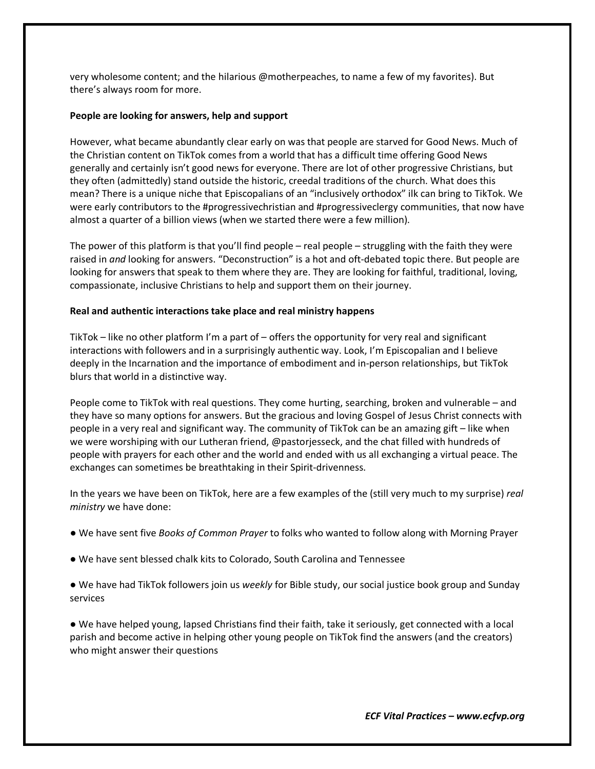very wholesome content; and the hilarious @motherpeaches, to name a few of my favorites). But there's always room for more.

**People are looking for answers, help and support**

However, what became abundantly clear early on was that people are starved for Good News. Much of the Christian content on TikTok comes from a world that has a difficult time offering Good News generally and certainly isn't good news for everyone. There are lot of other progressive Christians, but they often (admittedly) stand outside the historic, creedal traditions of the church. What does this mean? There is a unique niche that Episcopalians of an "inclusively orthodox" ilk can bring to TikTok. We were early contributors to the #progressivechristian and #progressiveclergy communities, that now have almost a quarter of a billion views (when we started there were a few million).

The power of this platform is that you'll find people – real people – struggling with the faith they were raised in *and* looking for answers. "Deconstruction" is a hot and oft-debated topic there. But people are looking for answers that speak to them where they are. They are looking for faithful, traditional, loving, compassionate, inclusive Christians to help and support them on their journey.

**Real and authentic interactions take place and real ministry happens**

TikTok – like no other platform I'm a part of – offers the opportunity for very real and significant interactions with followers and in a surprisingly authentic way. Look, I'm Episcopalian and I believe deeply in the Incarnation and the importance of embodiment and in-person relationships, but TikTok blurs that world in a distinctive way.

People come to TikTok with real questions. They come hurting, searching, broken and vulnerable – and they have so many options for answers. But the gracious and loving Gospel of Jesus Christ connects with people in a very real and significant way. The community of TikTok can be an amazing gift – like when we were worshiping with our Lutheran friend, @pastorjesseck, and the chat filled with hundreds of people with prayers for each other and the world and ended with us all exchanging a virtual peace. The exchanges can sometimes be breathtaking in their Spirit-drivenness.

In the years we have been on TikTok, here are a few examples of the (still very much to my surprise) *real ministry* we have done:

- We have sent five *Books of Common Prayer* to folks who wanted to follow along with Morning Prayer
- We have sent blessed chalk kits to Colorado, South Carolina and Tennessee
- We have had TikTok followers join us *weekly* for Bible study, our social justice book group and Sunday services
- We have helped young, lapsed Christians find their faith, take it seriously, get connected with a local parish and become active in helping other young people on TikTok find the answers (and the creators) who might answer their questions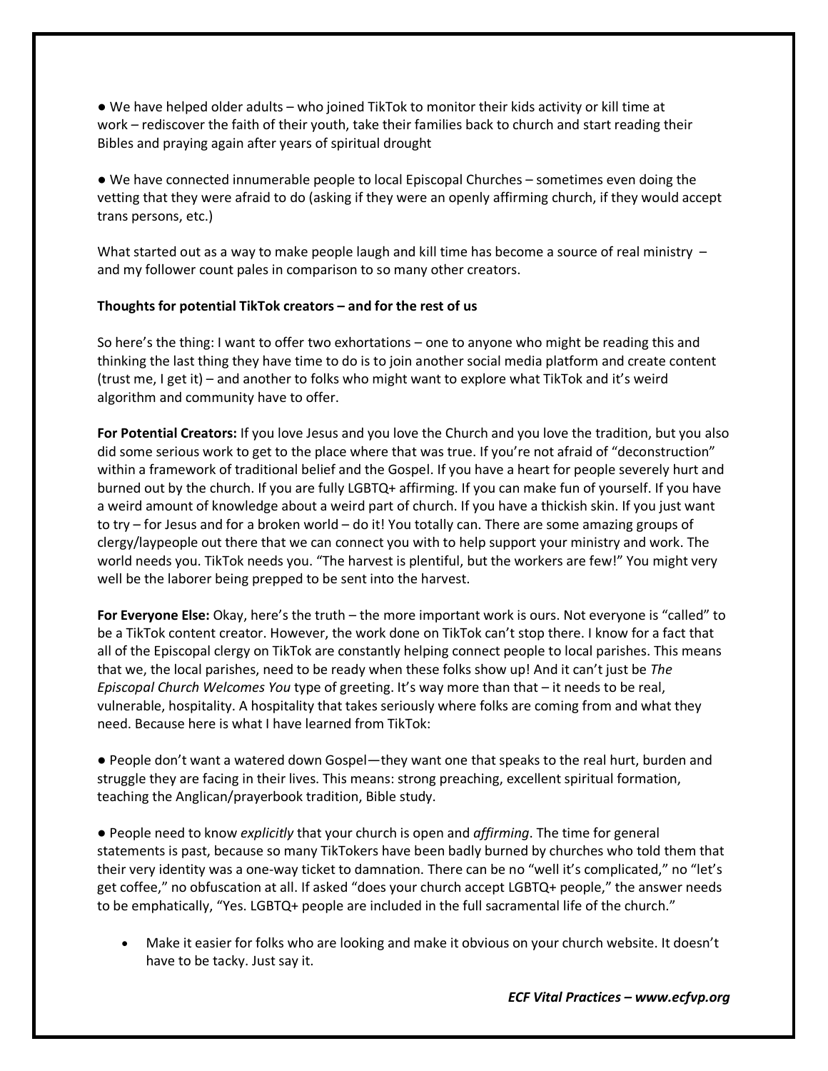● We have helped older adults – who joined TikTok to monitor their kids activity or kill time at work – rediscover the faith of their youth, take their families back to church and start reading their Bibles and praying again after years of spiritual drought

● We have connected innumerable people to local Episcopal Churches – sometimes even doing the vetting that they were afraid to do (asking if they were an openly affirming church, if they would accept trans persons, etc.)

What started out as a way to make people laugh and kill time has become a source of real ministry – and my follower count pales in comparison to so many other creators.

**Thoughts for potential TikTok creators – and for the rest of us**

So here's the thing: I want to offer two exhortations – one to anyone who might be reading this and thinking the last thing they have time to do is to join another social media platform and create content (trust me, I get it) – and another to folks who might want to explore what TikTok and it's weird algorithm and community have to offer.

**For Potential Creators:** If you love Jesus and you love the Church and you love the tradition, but you also did some serious work to get to the place where that was true. If you're not afraid of "deconstruction" within a framework of traditional belief and the Gospel. If you have a heart for people severely hurt and burned out by the church. If you are fully LGBTQ+ affirming. If you can make fun of yourself. If you have a weird amount of knowledge about a weird part of church. If you have a thickish skin. If you just want to try – for Jesus and for a broken world – do it! You totally can. There are some amazing groups of clergy/laypeople out there that we can connect you with to help support your ministry and work. The world needs you. TikTok needs you. "The harvest is plentiful, but the workers are few!" You might very well be the laborer being prepped to be sent into the harvest.

**For Everyone Else:** Okay, here's the truth – the more important work is ours. Not everyone is "called" to be a TikTok content creator. However, the work done on TikTok can't stop there. I know for a fact that all of the Episcopal clergy on TikTok are constantly helping connect people to local parishes. This means that we, the local parishes, need to be ready when these folks show up! And it can't just be *The Episcopal Church Welcomes You* type of greeting. It's way more than that – it needs to be real, vulnerable, hospitality. A hospitality that takes seriously where folks are coming from and what they need. Because here is what I have learned from TikTok:

● People don't want a watered down Gospel—they want one that speaks to the real hurt, burden and struggle they are facing in their lives. This means: strong preaching, excellent spiritual formation, teaching the Anglican/prayerbook tradition, Bible study.

● People need to know *explicitly* that your church is open and *affirming*. The time for general statements is past, because so many TikTokers have been badly burned by churches who told them that their very identity was a one-way ticket to damnation. There can be no "well it's complicated," no "let's get coffee," no obfuscation at all. If asked "does your church accept LGBTQ+ people," the answer needs to be emphatically, "Yes. LGBTQ+ people are included in the full sacramental life of the church."

- Make it easier for folks who are looking and make it obvious on your church website. It doesn't have to be tacky. Just say it.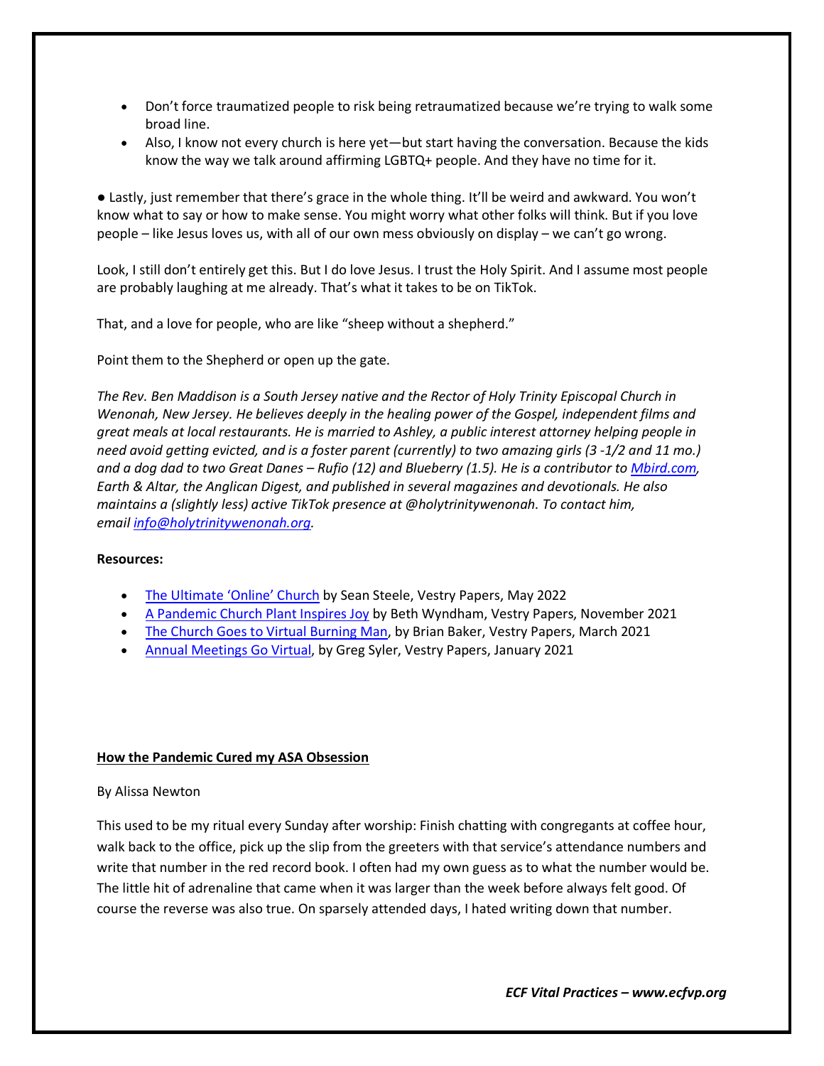- Don't force traumatized people to risk being retraumatized because we're trying to walk some broad line.
- Also, I know not every church is here yet—but start having the conversation. Because the kids know the way we talk around affirming LGBTQ+ people. And they have no time for it.

● Lastly, just remember that there's grace in the whole thing. It'll be weird and awkward. You won't know what to say or how to make sense. You might worry what other folks will think. But if you love people – like Jesus loves us, with all of our own mess obviously on display – we can't go wrong.

Look, I still don't entirely get this. But I do love Jesus. I trust the Holy Spirit. And I assume most people are probably laughing at me already. That's what it takes to be on TikTok.

That, and a love for people, who are like "sheep without a shepherd."

Point them to the Shepherd or open up the gate.

*The Rev. Ben Maddison is a South Jersey native and the Rector of Holy Trinity Episcopal Church in Wenonah, New Jersey. He believes deeply in the healing power of the Gospel, independent films and great meals at local restaurants. He is married to Ashley, a public interest attorney helping people in need avoid getting evicted, and is a foster parent (currently) to two amazing girls (3 -1/2 and 11 mo.) and a dog dad to two Great Danes – Rufio (12) and Blueberry (1.5). He is a contributor to [Mbird.com](Mbird.com), Earth & Altar, the Anglican Digest, and published in several magazines and devotionals. He also maintains a (slightly less) active TikTok presence at @holytrinitywenonah. To contact him, email [info@holytrinitywenonah.org](mailto:info@holytrinitywenonah.org).*

**Resources:**

- The Ultimate 'Online' Church by Sean Steele, Vestry Papers, May 2022
- A Pandemic Church Plant Inspires Joy by Beth Wyndham, Vestry Papers, November 2021
- The Church Goes to Virtual Burning Man, by Brian Baker, Vestry Papers, March 2021
- Annual Meetings Go Virtual, by Greg Syler, Vestry Papers, January 2021

## How the Pandemic Cured my ASA Obsession

By Alissa Newton

This used to be my ritual every Sunday after worship: Finish chatting with congregants at coffee hour, walk back to the office, pick up the slip from the greeters with that service's attendance numbers and write that number in the red record book. I often had my own guess as to what the number would be. The little hit of adrenaline that came when it was larger than the week before always felt good. Of course the reverse was also true. On sparsely attended days, I hated writing down that number.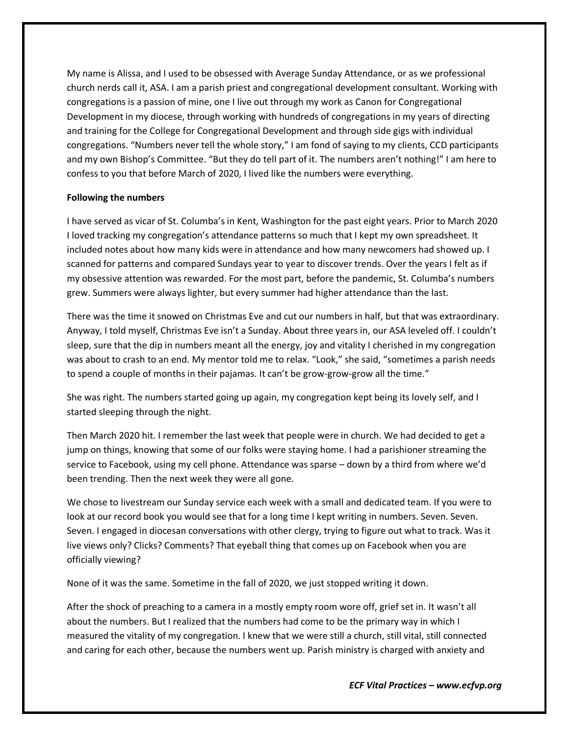My name is Alissa, and I used to be obsessed with Average Sunday Attendance, or as we professional church nerds call it, ASA. I am a parish priest and congregational development consultant. Working with congregations is a passion of mine, one I live out through my work as Canon for Congregational Development in my diocese, through working with hundreds of congregations in my years of directing and training for the College for Congregational Development and through side gigs with individual congregations. "Numbers never tell the whole story," I am fond of saying to my clients, CCD participants and my own Bishop's Committee. "But they do tell part of it. The numbers aren't nothing!" I am here to confess to you that before March of 2020, I lived like the numbers were everything.

**Following the numbers**

I have served as vicar of St. Columba's in Kent, Washington for the past eight years. Prior to March 2020 I loved tracking my congregation's attendance patterns so much that I kept my own spreadsheet. It included notes about how many kids were in attendance and how many newcomers had showed up. I scanned for patterns and compared Sundays year to year to discover trends. Over the years I felt as if my obsessive attention was rewarded. For the most part, before the pandemic, St. Columba's numbers grew. Summers were always lighter, but every summer had higher attendance than the last.

There was the time it snowed on Christmas Eve and cut our numbers in half, but that was extraordinary. Anyway, I told myself, Christmas Eve isn't a Sunday. About three years in, our ASA leveled off. I couldn't sleep, sure that the dip in numbers meant all the energy, joy and vitality I cherished in my congregation was about to crash to an end. My mentor told me to relax. "Look," she said, "sometimes a parish needs to spend a couple of months in their pajamas. It can't be grow-grow-grow all the time."

She was right. The numbers started going up again, my congregation kept being its lovely self, and I started sleeping through the night.

Then March 2020 hit. I remember the last week that people were in church. We had decided to get a jump on things, knowing that some of our folks were staying home. I had a parishioner streaming the service to Facebook, using my cell phone. Attendance was sparse – down by a third from where we'd been trending. Then the next week they were all gone.

We chose to livestream our Sunday service each week with a small and dedicated team. If you were to look at our record book you would see that for a long time I kept writing in numbers. Seven. Seven. Seven. I engaged in diocesan conversations with other clergy, trying to figure out what to track. Was it live views only? Clicks? Comments? That eyeball thing that comes up on Facebook when you are officially viewing?

None of it was the same. Sometime in the fall of 2020, we just stopped writing it down.

After the shock of preaching to a camera in a mostly empty room wore off, grief set in. It wasn't all about the numbers. But I realized that the numbers had come to be the primary way in which I measured the vitality of my congregation. I knew that we were still a church, still vital, still connected and caring for each other, because the numbers went up. Parish ministry is charged with anxiety and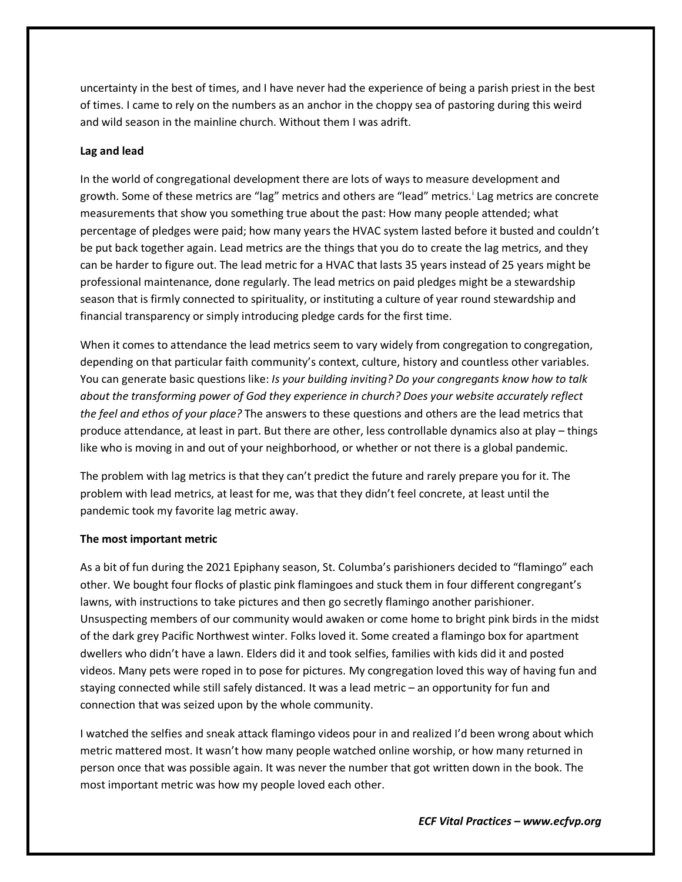uncertainty in the best of times, and I have never had the experience of being a parish priest in the best of times. I came to rely on the numbers as an anchor in the choppy sea of pastoring during this weird and wild season in the mainline church. Without them I was adrift.

**Lag and lead**

In the world of congregational development there are lots of ways to measure development and growth. Some of these metrics are "lag" metrics and others are "lead" metrics.[i] Lag metrics are concrete measurements that show you something true about the past: How many people attended; what percentage of pledges were paid; how many years the HVAC system lasted before it busted and couldn't be put back together again. Lead metrics are the things that you do to create the lag metrics, and they can be harder to figure out. The lead metric for a HVAC that lasts 35 years instead of 25 years might be professional maintenance, done regularly. The lead metrics on paid pledges might be a stewardship season that is firmly connected to spirituality, or instituting a culture of year round stewardship and financial transparency or simply introducing pledge cards for the first time.

When it comes to attendance the lead metrics seem to vary widely from congregation to congregation, depending on that particular faith community's context, culture, history and countless other variables. You can generate basic questions like: *Is your building inviting? Do your congregants know how to talk about the transforming power of God they experience in church? Does your website accurately reflect the feel and ethos of your place?* The answers to these questions and others are the lead metrics that produce attendance, at least in part. But there are other, less controllable dynamics also at play – things like who is moving in and out of your neighborhood, or whether or not there is a global pandemic.

The problem with lag metrics is that they can't predict the future and rarely prepare you for it. The problem with lead metrics, at least for me, was that they didn't feel concrete, at least until the pandemic took my favorite lag metric away.

**The most important metric**

As a bit of fun during the 2021 Epiphany season, St. Columba's parishioners decided to "flamingo" each other. We bought four flocks of plastic pink flamingoes and stuck them in four different congregant's lawns, with instructions to take pictures and then go secretly flamingo another parishioner. Unsuspecting members of our community would awaken or come home to bright pink birds in the midst of the dark grey Pacific Northwest winter. Folks loved it. Some created a flamingo box for apartment dwellers who didn't have a lawn. Elders did it and took selfies, families with kids did it and posted videos. Many pets were roped in to pose for pictures. My congregation loved this way of having fun and staying connected while still safely distanced. It was a lead metric – an opportunity for fun and connection that was seized upon by the whole community.

I watched the selfies and sneak attack flamingo videos pour in and realized I'd been wrong about which metric mattered most. It wasn't how many people watched online worship, or how many returned in person once that was possible again. It was never the number that got written down in the book. The most important metric was how my people loved each other.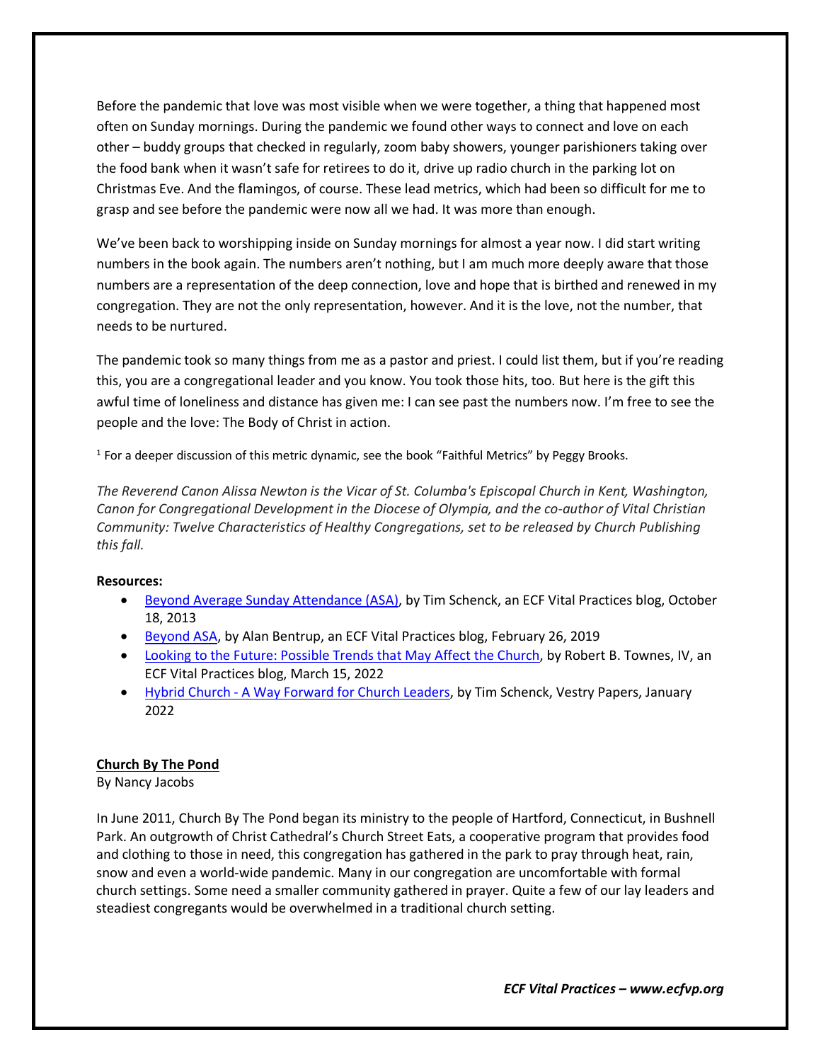Before the pandemic that love was most visible when we were together, a thing that happened most often on Sunday mornings. During the pandemic we found other ways to connect and love on each other – buddy groups that checked in regularly, zoom baby showers, younger parishioners taking over the food bank when it wasn't safe for retirees to do it, drive up radio church in the parking lot on Christmas Eve. And the flamingos, of course. These lead metrics, which had been so difficult for me to grasp and see before the pandemic were now all we had. It was more than enough.

We've been back to worshipping inside on Sunday mornings for almost a year now. I did start writing numbers in the book again. The numbers aren't nothing, but I am much more deeply aware that those numbers are a representation of the deep connection, love and hope that is birthed and renewed in my congregation. They are not the only representation, however. And it is the love, not the number, that needs to be nurtured.

The pandemic took so many things from me as a pastor and priest. I could list them, but if you're reading this, you are a congregational leader and you know. You took those hits, too. But here is the gift this awful time of loneliness and distance has given me: I can see past the numbers now. I'm free to see the people and the love: The Body of Christ in action.

[1] For a deeper discussion of this metric dynamic, see the book "Faithful Metrics" by Peggy Brooks.

*The Reverend Canon Alissa Newton is the Vicar of St. Columba's Episcopal Church in Kent, Washington, Canon for Congregational Development in the Diocese of Olympia, and the co-author of Vital Christian Community: Twelve Characteristics of Healthy Congregations, set to be released by Church Publishing this fall.*

**Resources:**

- Beyond Average Sunday Attendance (ASA), by Tim Schenck, an ECF Vital Practices blog, October 18, 2013
- Beyond ASA, by Alan Bentrup, an ECF Vital Practices blog, February 26, 2019
- Looking to the Future: Possible Trends that May Affect the Church, by Robert B. Townes, IV, an ECF Vital Practices blog, March 15, 2022
- Hybrid Church - A Way Forward for Church Leaders, by Tim Schenck, Vestry Papers, January 2022

## Church By The Pond

By Nancy Jacobs

In June 2011, Church By The Pond began its ministry to the people of Hartford, Connecticut, in Bushnell Park. An outgrowth of Christ Cathedral's Church Street Eats, a cooperative program that provides food and clothing to those in need, this congregation has gathered in the park to pray through heat, rain, snow and even a world-wide pandemic. Many in our congregation are uncomfortable with formal church settings. Some need a smaller community gathered in prayer. Quite a few of our lay leaders and steadiest congregants would be overwhelmed in a traditional church setting.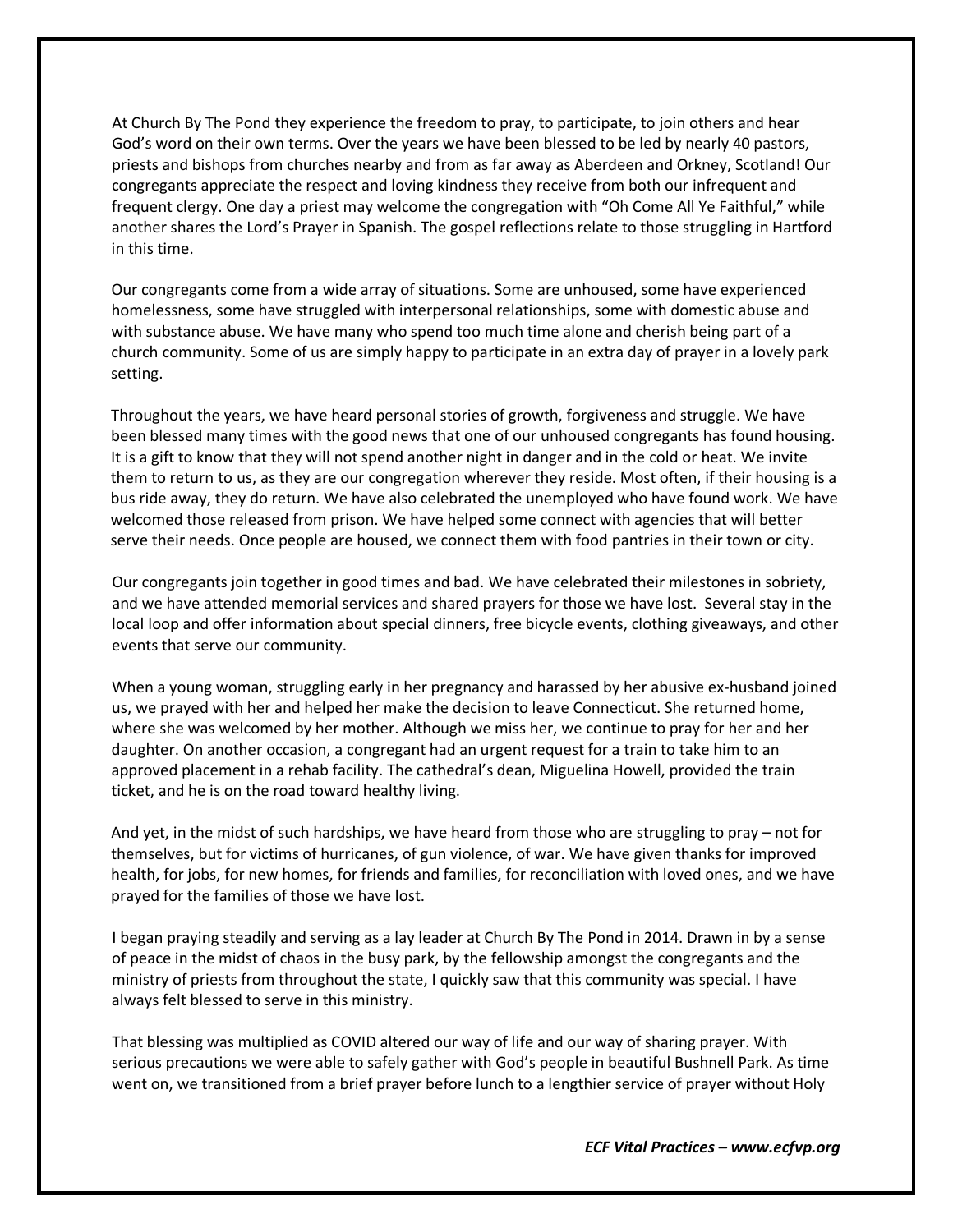At Church By The Pond they experience the freedom to pray, to participate, to join others and hear God's word on their own terms. Over the years we have been blessed to be led by nearly 40 pastors, priests and bishops from churches nearby and from as far away as Aberdeen and Orkney, Scotland! Our congregants appreciate the respect and loving kindness they receive from both our infrequent and frequent clergy. One day a priest may welcome the congregation with "Oh Come All Ye Faithful," while another shares the Lord's Prayer in Spanish. The gospel reflections relate to those struggling in Hartford in this time.

Our congregants come from a wide array of situations. Some are unhoused, some have experienced homelessness, some have struggled with interpersonal relationships, some with domestic abuse and with substance abuse. We have many who spend too much time alone and cherish being part of a church community. Some of us are simply happy to participate in an extra day of prayer in a lovely park setting.

Throughout the years, we have heard personal stories of growth, forgiveness and struggle. We have been blessed many times with the good news that one of our unhoused congregants has found housing. It is a gift to know that they will not spend another night in danger and in the cold or heat. We invite them to return to us, as they are our congregation wherever they reside. Most often, if their housing is a bus ride away, they do return. We have also celebrated the unemployed who have found work. We have welcomed those released from prison. We have helped some connect with agencies that will better serve their needs. Once people are housed, we connect them with food pantries in their town or city.

Our congregants join together in good times and bad. We have celebrated their milestones in sobriety, and we have attended memorial services and shared prayers for those we have lost. Several stay in the local loop and offer information about special dinners, free bicycle events, clothing giveaways, and other events that serve our community.

When a young woman, struggling early in her pregnancy and harassed by her abusive ex-husband joined us, we prayed with her and helped her make the decision to leave Connecticut. She returned home, where she was welcomed by her mother. Although we miss her, we continue to pray for her and her daughter. On another occasion, a congregant had an urgent request for a train to take him to an approved placement in a rehab facility. The cathedral's dean, Miguelina Howell, provided the train ticket, and he is on the road toward healthy living.

And yet, in the midst of such hardships, we have heard from those who are struggling to pray – not for themselves, but for victims of hurricanes, of gun violence, of war. We have given thanks for improved health, for jobs, for new homes, for friends and families, for reconciliation with loved ones, and we have prayed for the families of those we have lost.

I began praying steadily and serving as a lay leader at Church By The Pond in 2014. Drawn in by a sense of peace in the midst of chaos in the busy park, by the fellowship amongst the congregants and the ministry of priests from throughout the state, I quickly saw that this community was special. I have always felt blessed to serve in this ministry.

That blessing was multiplied as COVID altered our way of life and our way of sharing prayer. With serious precautions we were able to safely gather with God's people in beautiful Bushnell Park. As time went on, we transitioned from a brief prayer before lunch to a lengthier service of prayer without Holy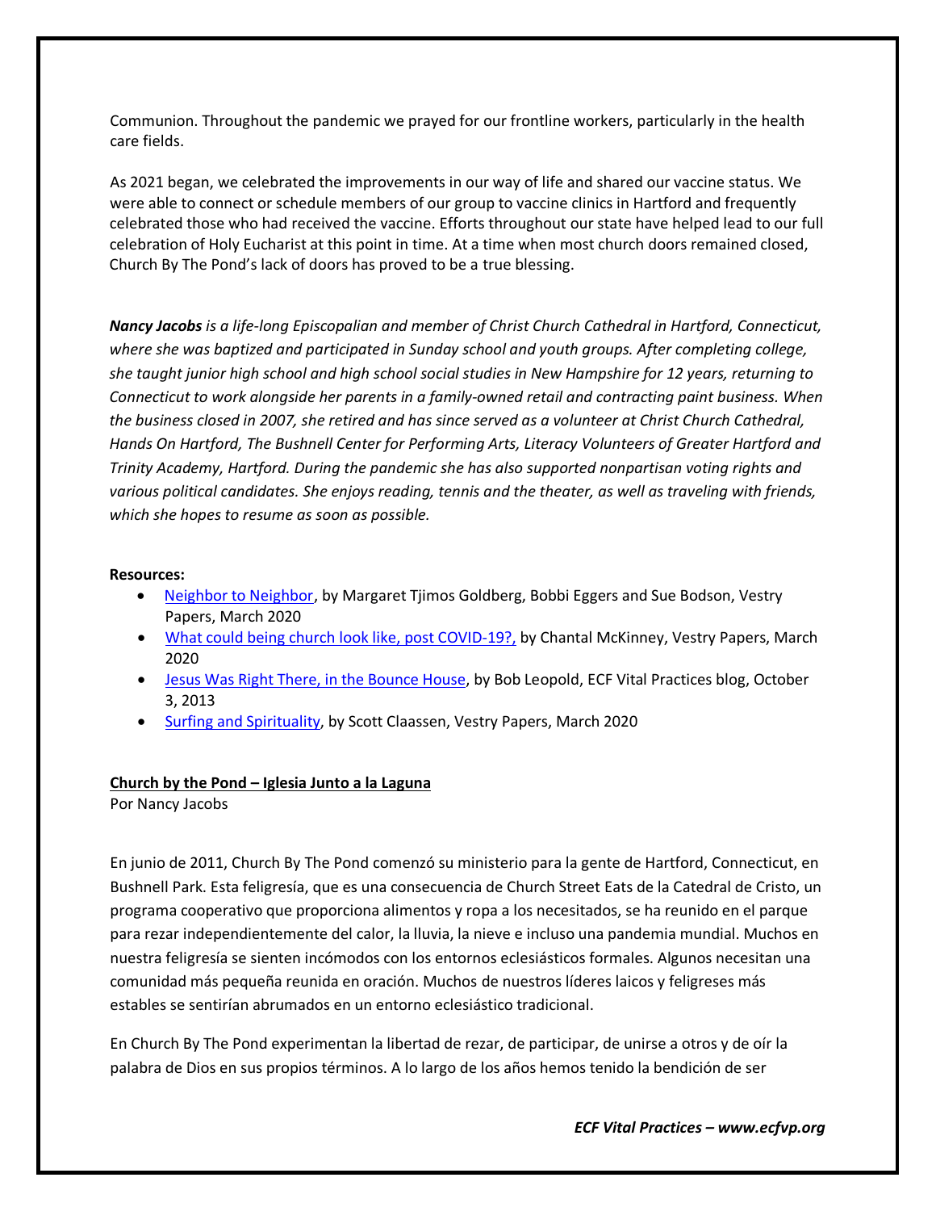Communion. Throughout the pandemic we prayed for our frontline workers, particularly in the health care fields.

As 2021 began, we celebrated the improvements in our way of life and shared our vaccine status. We were able to connect or schedule members of our group to vaccine clinics in Hartford and frequently celebrated those who had received the vaccine. Efforts throughout our state have helped lead to our full celebration of Holy Eucharist at this point in time. At a time when most church doors remained closed, Church By The Pond's lack of doors has proved to be a true blessing.

***Nancy Jacobs** is a life-long Episcopalian and member of Christ Church Cathedral in Hartford, Connecticut, where she was baptized and participated in Sunday school and youth groups. After completing college, she taught junior high school and high school social studies in New Hampshire for 12 years, returning to Connecticut to work alongside her parents in a family-owned retail and contracting paint business. When the business closed in 2007, she retired and has since served as a volunteer at Christ Church Cathedral, Hands On Hartford, The Bushnell Center for Performing Arts, Literacy Volunteers of Greater Hartford and Trinity Academy, Hartford. During the pandemic she has also supported nonpartisan voting rights and various political candidates. She enjoys reading, tennis and the theater, as well as traveling with friends, which she hopes to resume as soon as possible.*

**Resources:**

- Neighbor to Neighbor, by Margaret Tjimos Goldberg, Bobbi Eggers and Sue Bodson, Vestry Papers, March 2020
- What could being church look like, post COVID-19?, by Chantal McKinney, Vestry Papers, March 2020
- Jesus Was Right There, in the Bounce House, by Bob Leopold, ECF Vital Practices blog, October 3, 2013
- Surfing and Spirituality, by Scott Claassen, Vestry Papers, March 2020

**Church by the Pond – Iglesia Junto a la Laguna**

Por Nancy Jacobs

En junio de 2011, Church By The Pond comenzó su ministerio para la gente de Hartford, Connecticut, en Bushnell Park. Esta feligresía, que es una consecuencia de Church Street Eats de la Catedral de Cristo, un programa cooperativo que proporciona alimentos y ropa a los necesitados, se ha reunido en el parque para rezar independientemente del calor, la lluvia, la nieve e incluso una pandemia mundial. Muchos en nuestra feligresía se sienten incómodos con los entornos eclesiásticos formales. Algunos necesitan una comunidad más pequeña reunida en oración. Muchos de nuestros líderes laicos y feligreses más estables se sentirían abrumados en un entorno eclesiástico tradicional.

En Church By The Pond experimentan la libertad de rezar, de participar, de unirse a otros y de oír la palabra de Dios en sus propios términos. A lo largo de los años hemos tenido la bendición de ser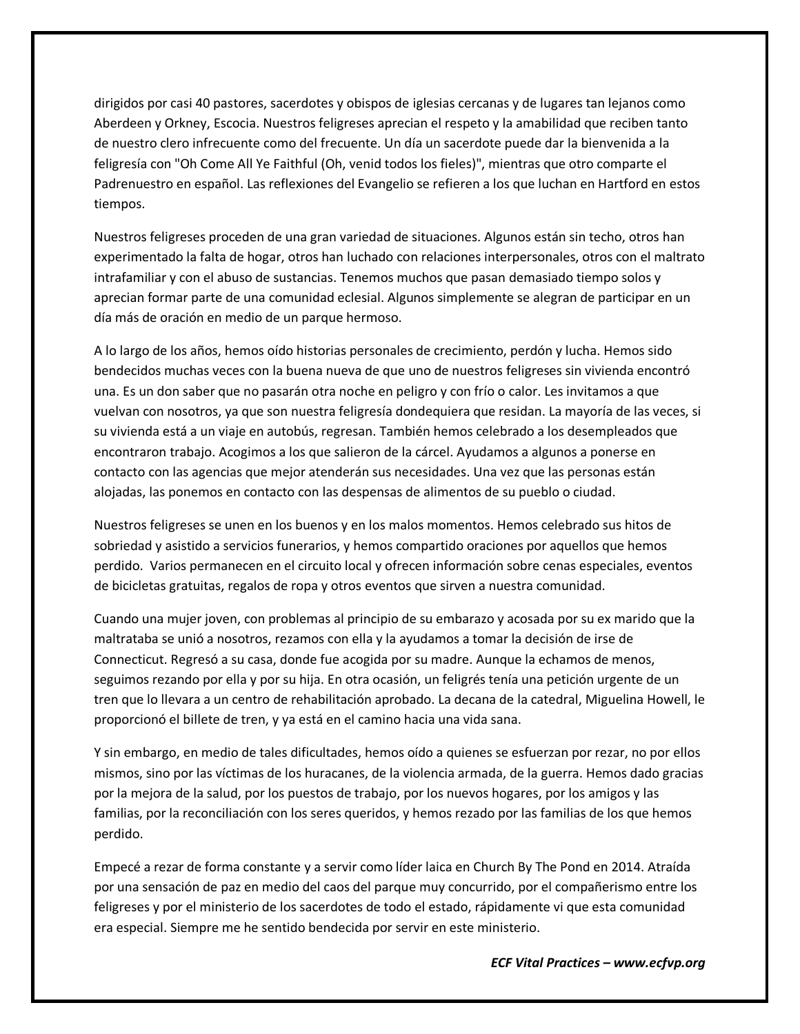dirigidos por casi 40 pastores, sacerdotes y obispos de iglesias cercanas y de lugares tan lejanos como Aberdeen y Orkney, Escocia. Nuestros feligreses aprecian el respeto y la amabilidad que reciben tanto de nuestro clero infrecuente como del frecuente. Un día un sacerdote puede dar la bienvenida a la feligresía con "Oh Come All Ye Faithful (Oh, venid todos los fieles)", mientras que otro comparte el Padrenuestro en español. Las reflexiones del Evangelio se refieren a los que luchan en Hartford en estos tiempos.

Nuestros feligreses proceden de una gran variedad de situaciones. Algunos están sin techo, otros han experimentado la falta de hogar, otros han luchado con relaciones interpersonales, otros con el maltrato intrafamiliar y con el abuso de sustancias. Tenemos muchos que pasan demasiado tiempo solos y aprecian formar parte de una comunidad eclesial. Algunos simplemente se alegran de participar en un día más de oración en medio de un parque hermoso.

A lo largo de los años, hemos oído historias personales de crecimiento, perdón y lucha. Hemos sido bendecidos muchas veces con la buena nueva de que uno de nuestros feligreses sin vivienda encontró una. Es un don saber que no pasarán otra noche en peligro y con frío o calor. Les invitamos a que vuelvan con nosotros, ya que son nuestra feligresía dondequiera que residan. La mayoría de las veces, si su vivienda está a un viaje en autobús, regresan. También hemos celebrado a los desempleados que encontraron trabajo. Acogimos a los que salieron de la cárcel. Ayudamos a algunos a ponerse en contacto con las agencias que mejor atenderán sus necesidades. Una vez que las personas están alojadas, las ponemos en contacto con las despensas de alimentos de su pueblo o ciudad.

Nuestros feligreses se unen en los buenos y en los malos momentos. Hemos celebrado sus hitos de sobriedad y asistido a servicios funerarios, y hemos compartido oraciones por aquellos que hemos perdido. Varios permanecen en el circuito local y ofrecen información sobre cenas especiales, eventos de bicicletas gratuitas, regalos de ropa y otros eventos que sirven a nuestra comunidad.

Cuando una mujer joven, con problemas al principio de su embarazo y acosada por su ex marido que la maltrataba se unió a nosotros, rezamos con ella y la ayudamos a tomar la decisión de irse de Connecticut. Regresó a su casa, donde fue acogida por su madre. Aunque la echamos de menos, seguimos rezando por ella y por su hija. En otra ocasión, un feligrés tenía una petición urgente de un tren que lo llevara a un centro de rehabilitación aprobado. La decana de la catedral, Miguelina Howell, le proporcionó el billete de tren, y ya está en el camino hacia una vida sana.

Y sin embargo, en medio de tales dificultades, hemos oído a quienes se esfuerzan por rezar, no por ellos mismos, sino por las víctimas de los huracanes, de la violencia armada, de la guerra. Hemos dado gracias por la mejora de la salud, por los puestos de trabajo, por los nuevos hogares, por los amigos y las familias, por la reconciliación con los seres queridos, y hemos rezado por las familias de los que hemos perdido.

Empecé a rezar de forma constante y a servir como líder laica en Church By The Pond en 2014. Atraída por una sensación de paz en medio del caos del parque muy concurrido, por el compañerismo entre los feligreses y por el ministerio de los sacerdotes de todo el estado, rápidamente vi que esta comunidad era especial. Siempre me he sentido bendecida por servir en este ministerio.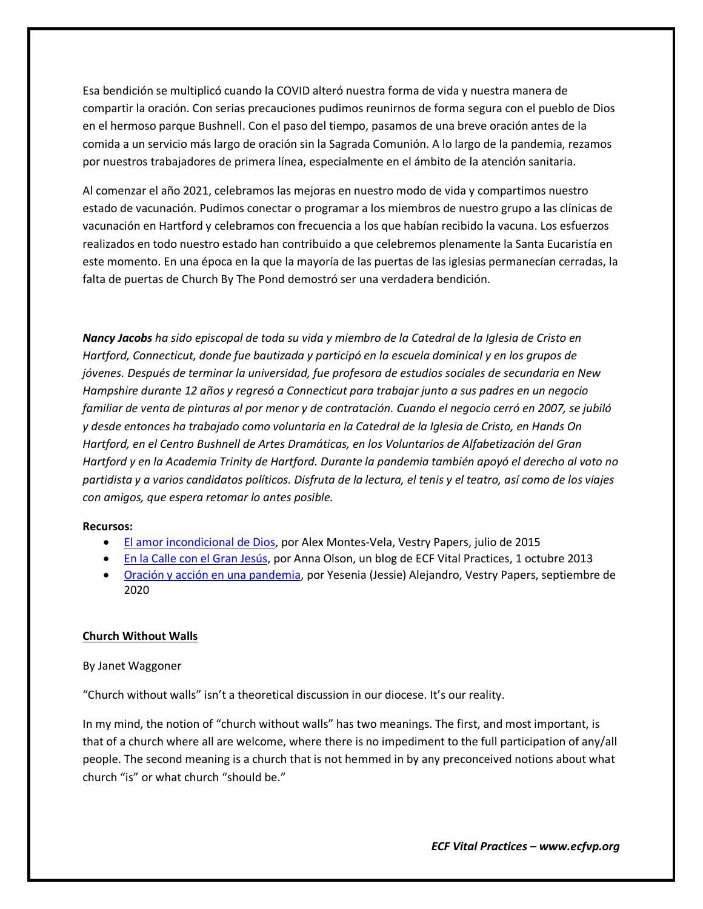Esa bendición se multiplicó cuando la COVID alteró nuestra forma de vida y nuestra manera de compartir la oración. Con serias precauciones pudimos reunirnos de forma segura con el pueblo de Dios en el hermoso parque Bushnell. Con el paso del tiempo, pasamos de una breve oración antes de la comida a un servicio más largo de oración sin la Sagrada Comunión. A lo largo de la pandemia, rezamos por nuestros trabajadores de primera línea, especialmente en el ámbito de la atención sanitaria.

Al comenzar el año 2021, celebramos las mejoras en nuestro modo de vida y compartimos nuestro estado de vacunación. Pudimos conectar o programar a los miembros de nuestro grupo a las clínicas de vacunación en Hartford y celebramos con frecuencia a los que habían recibido la vacuna. Los esfuerzos realizados en todo nuestro estado han contribuido a que celebremos plenamente la Santa Eucaristía en este momento. En una época en la que la mayoría de las puertas de las iglesias permanecían cerradas, la falta de puertas de Church By The Pond demostró ser una verdadera bendición.

***Nancy Jacobs** ha sido episcopal de toda su vida y miembro de la Catedral de la Iglesia de Cristo en Hartford, Connecticut, donde fue bautizada y participó en la escuela dominical y en los grupos de jóvenes. Después de terminar la universidad, fue profesora de estudios sociales de secundaria en New Hampshire durante 12 años y regresó a Connecticut para trabajar junto a sus padres en un negocio familiar de venta de pinturas al por menor y de contratación. Cuando el negocio cerró en 2007, se jubiló y desde entonces ha trabajado como voluntaria en la Catedral de la Iglesia de Cristo, en Hands On Hartford, en el Centro Bushnell de Artes Dramáticas, en los Voluntarios de Alfabetización del Gran Hartford y en la Academia Trinity de Hartford. Durante la pandemia también apoyó el derecho al voto no partidista y a varios candidatos políticos. Disfruta de la lectura, el tenis y el teatro, así como de los viajes con amigos, que espera retomar lo antes posible.*

**Recursos:**

- El amor incondicional de Dios, por Alex Montes-Vela, Vestry Papers, julio de 2015
- En la Calle con el Gran Jesús, por Anna Olson, un blog de ECF Vital Practices, 1 octubre 2013
- Oración y acción en una pandemia, por Yesenia (Jessie) Alejandro, Vestry Papers, septiembre de 2020

**Church Without Walls**

By Janet Waggoner

"Church without walls" isn't a theoretical discussion in our diocese. It's our reality.

In my mind, the notion of "church without walls" has two meanings. The first, and most important, is that of a church where all are welcome, where there is no impediment to the full participation of any/all people. The second meaning is a church that is not hemmed in by any preconceived notions about what church "is" or what church "should be."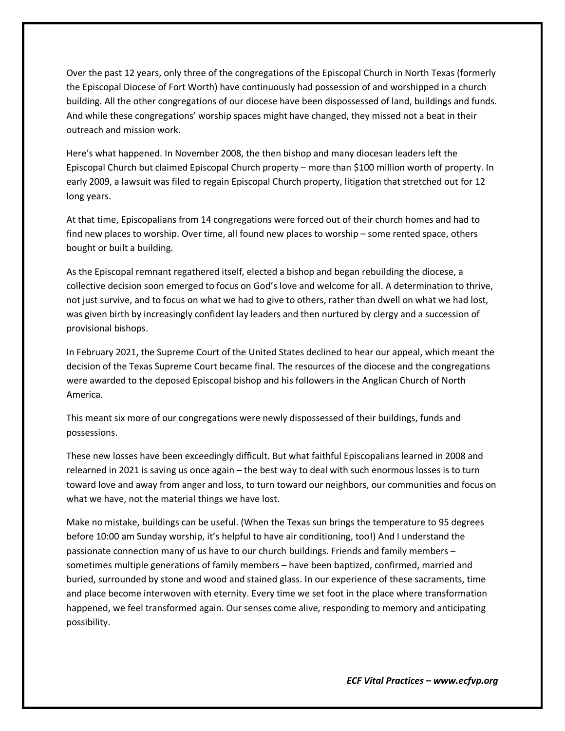Over the past 12 years, only three of the congregations of the Episcopal Church in North Texas (formerly the Episcopal Diocese of Fort Worth) have continuously had possession of and worshipped in a church building. All the other congregations of our diocese have been dispossessed of land, buildings and funds. And while these congregations' worship spaces might have changed, they missed not a beat in their outreach and mission work.

Here's what happened. In November 2008, the then bishop and many diocesan leaders left the Episcopal Church but claimed Episcopal Church property – more than $100 million worth of property. In early 2009, a lawsuit was filed to regain Episcopal Church property, litigation that stretched out for 12 long years.

At that time, Episcopalians from 14 congregations were forced out of their church homes and had to find new places to worship. Over time, all found new places to worship – some rented space, others bought or built a building.

As the Episcopal remnant regathered itself, elected a bishop and began rebuilding the diocese, a collective decision soon emerged to focus on God's love and welcome for all. A determination to thrive, not just survive, and to focus on what we had to give to others, rather than dwell on what we had lost, was given birth by increasingly confident lay leaders and then nurtured by clergy and a succession of provisional bishops.

In February 2021, the Supreme Court of the United States declined to hear our appeal, which meant the decision of the Texas Supreme Court became final. The resources of the diocese and the congregations were awarded to the deposed Episcopal bishop and his followers in the Anglican Church of North America.

This meant six more of our congregations were newly dispossessed of their buildings, funds and possessions.

These new losses have been exceedingly difficult. But what faithful Episcopalians learned in 2008 and relearned in 2021 is saving us once again – the best way to deal with such enormous losses is to turn toward love and away from anger and loss, to turn toward our neighbors, our communities and focus on what we have, not the material things we have lost.

Make no mistake, buildings can be useful. (When the Texas sun brings the temperature to 95 degrees before 10:00 am Sunday worship, it's helpful to have air conditioning, too!) And I understand the passionate connection many of us have to our church buildings. Friends and family members – sometimes multiple generations of family members – have been baptized, confirmed, married and buried, surrounded by stone and wood and stained glass. In our experience of these sacraments, time and place become interwoven with eternity. Every time we set foot in the place where transformation happened, we feel transformed again. Our senses come alive, responding to memory and anticipating possibility.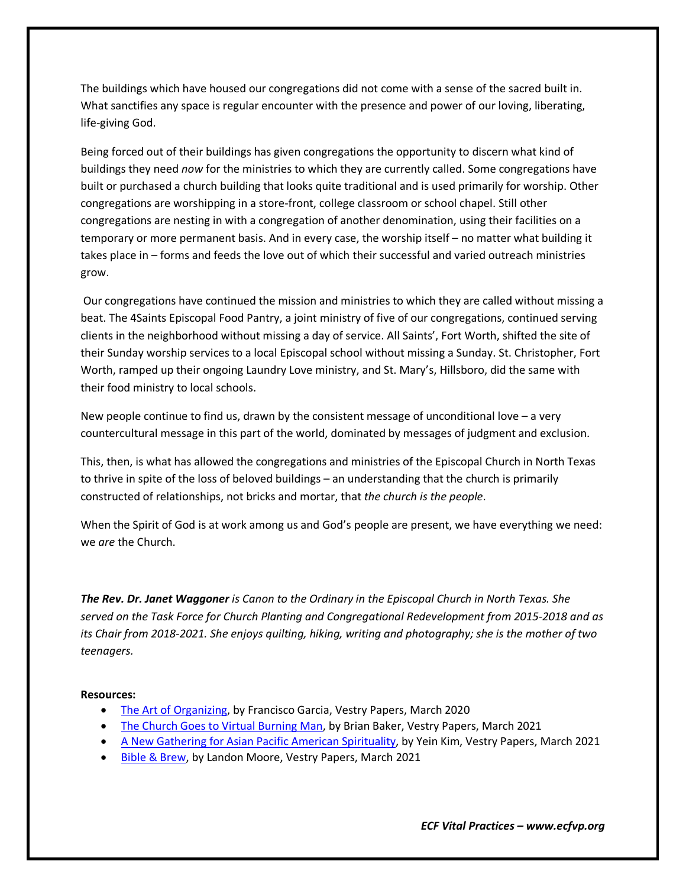The buildings which have housed our congregations did not come with a sense of the sacred built in. What sanctifies any space is regular encounter with the presence and power of our loving, liberating, life-giving God.

Being forced out of their buildings has given congregations the opportunity to discern what kind of buildings they need *now* for the ministries to which they are currently called. Some congregations have built or purchased a church building that looks quite traditional and is used primarily for worship. Other congregations are worshipping in a store-front, college classroom or school chapel. Still other congregations are nesting in with a congregation of another denomination, using their facilities on a temporary or more permanent basis. And in every case, the worship itself – no matter what building it takes place in – forms and feeds the love out of which their successful and varied outreach ministries grow.

Our congregations have continued the mission and ministries to which they are called without missing a beat. The 4Saints Episcopal Food Pantry, a joint ministry of five of our congregations, continued serving clients in the neighborhood without missing a day of service. All Saints', Fort Worth, shifted the site of their Sunday worship services to a local Episcopal school without missing a Sunday. St. Christopher, Fort Worth, ramped up their ongoing Laundry Love ministry, and St. Mary's, Hillsboro, did the same with their food ministry to local schools.

New people continue to find us, drawn by the consistent message of unconditional love – a very countercultural message in this part of the world, dominated by messages of judgment and exclusion.

This, then, is what has allowed the congregations and ministries of the Episcopal Church in North Texas to thrive in spite of the loss of beloved buildings – an understanding that the church is primarily constructed of relationships, not bricks and mortar, that *the church is the people*.

When the Spirit of God is at work among us and God's people are present, we have everything we need: we *are* the Church.

***The Rev. Dr. Janet Waggoner** is Canon to the Ordinary in the Episcopal Church in North Texas. She served on the Task Force for Church Planting and Congregational Redevelopment from 2015-2018 and as its Chair from 2018-2021. She enjoys quilting, hiking, writing and photography; she is the mother of two teenagers.*

**Resources:**

- The Art of Organizing, by Francisco Garcia, Vestry Papers, March 2020
- The Church Goes to Virtual Burning Man, by Brian Baker, Vestry Papers, March 2021
- A New Gathering for Asian Pacific American Spirituality, by Yein Kim, Vestry Papers, March 2021
- Bible & Brew, by Landon Moore, Vestry Papers, March 2021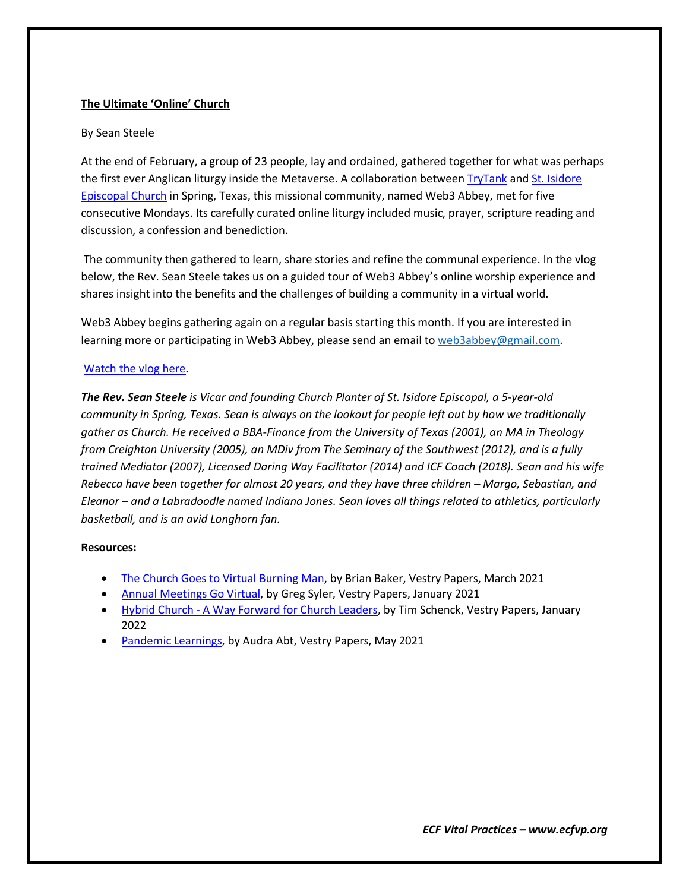**The Ultimate 'Online' Church**

By Sean Steele

At the end of February, a group of 23 people, lay and ordained, gathered together for what was perhaps the first ever Anglican liturgy inside the Metaverse. A collaboration between TryTank and St. Isidore Episcopal Church in Spring, Texas, this missional community, named Web3 Abbey, met for five consecutive Mondays. Its carefully curated online liturgy included music, prayer, scripture reading and discussion, a confession and benediction.

The community then gathered to learn, share stories and refine the communal experience. In the vlog below, the Rev. Sean Steele takes us on a guided tour of Web3 Abbey's online worship experience and shares insight into the benefits and the challenges of building a community in a virtual world.

Web3 Abbey begins gathering again on a regular basis starting this month. If you are interested in learning more or participating in Web3 Abbey, please send an email to web3abbey@gmail.com.

Watch the vlog here**.**

***The Rev. Sean Steele*** *is Vicar and founding Church Planter of St. Isidore Episcopal, a 5-year-old community in Spring, Texas. Sean is always on the lookout for people left out by how we traditionally gather as Church. He received a BBA-Finance from the University of Texas (2001), an MA in Theology from Creighton University (2005), an MDiv from The Seminary of the Southwest (2012), and is a fully trained Mediator (2007), Licensed Daring Way Facilitator (2014) and ICF Coach (2018). Sean and his wife Rebecca have been together for almost 20 years, and they have three children – Margo, Sebastian, and Eleanor – and a Labradoodle named Indiana Jones. Sean loves all things related to athletics, particularly basketball, and is an avid Longhorn fan.*

**Resources:**

- The Church Goes to Virtual Burning Man, by Brian Baker, Vestry Papers, March 2021
- Annual Meetings Go Virtual, by Greg Syler, Vestry Papers, January 2021
- Hybrid Church - A Way Forward for Church Leaders, by Tim Schenck, Vestry Papers, January 2022
- Pandemic Learnings, by Audra Abt, Vestry Papers, May 2021